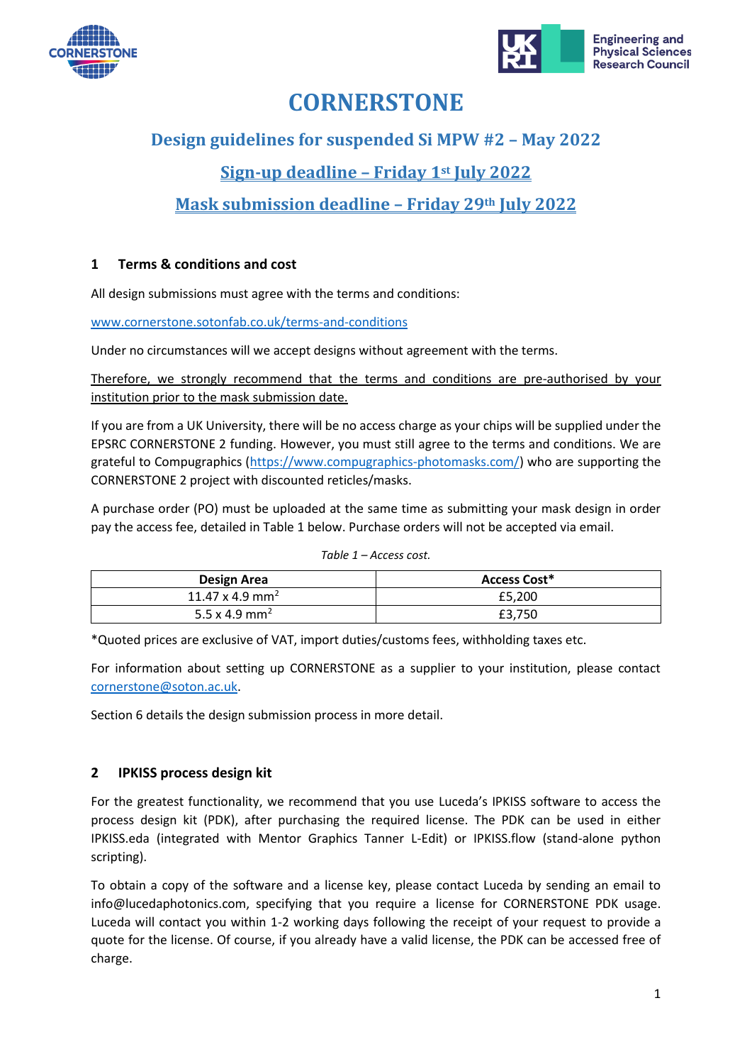# CORNERSTONE

## Design guidelines for suspended Si MPW #2 – May 2022

## Sign-up deadline – Friday 1st July 2022

## Mask submission deadline – Friday 29th July 2022

### 1 Terms & conditions and cost

All design submissions must agree with the terms and conditions:

www.cornerstone.sotonfab.co.uk/terms-and-conditions

Under no circumstances will we accept designs without agreement with the terms.

Therefore, we strongly recommend that the terms and conditions are pre-authorised by your institution prior to the mask submission date.

If you are from a UK University, there will be no access charge as your chips will be supplied under the EPSRC CORNERSTONE 2 funding. However, you must still agree to the terms and conditions. We are grateful to Compugraphics (https://www.compugraphics-photomasks.com/) who are supporting the CORNERSTONE 2 project with discounted reticles/masks.

A purchase order (PO) must be uploaded at the same time as submitting your mask design in order pay the access fee, detailed in Table 1 below. Purchase orders will not be accepted via email.

*Table 1 – Access cost.*

| Design Area | Access Cost* |
|---|---|
| 11.47 x 4.9 mm$^2$ | £5,200 |
| 5.5 x 4.9 mm$^2$ | £3,750 |

*Quoted prices are exclusive of VAT, import duties/customs fees, withholding taxes etc.

For information about setting up CORNERSTONE as a supplier to your institution, please contact cornerstone@soton.ac.uk.

Section 6 details the design submission process in more detail.

### 2 IPKISS process design kit

For the greatest functionality, we recommend that you use Luceda's IPKISS software to access the process design kit (PDK), after purchasing the required license. The PDK can be used in either IPKISS.eda (integrated with Mentor Graphics Tanner L-Edit) or IPKISS.flow (stand-alone python scripting).

To obtain a copy of the software and a license key, please contact Luceda by sending an email to info@lucedaphotonics.com, specifying that you require a license for CORNERSTONE PDK usage. Luceda will contact you within 1-2 working days following the receipt of your request to provide a quote for the license. Of course, if you already have a valid license, the PDK can be accessed free of charge.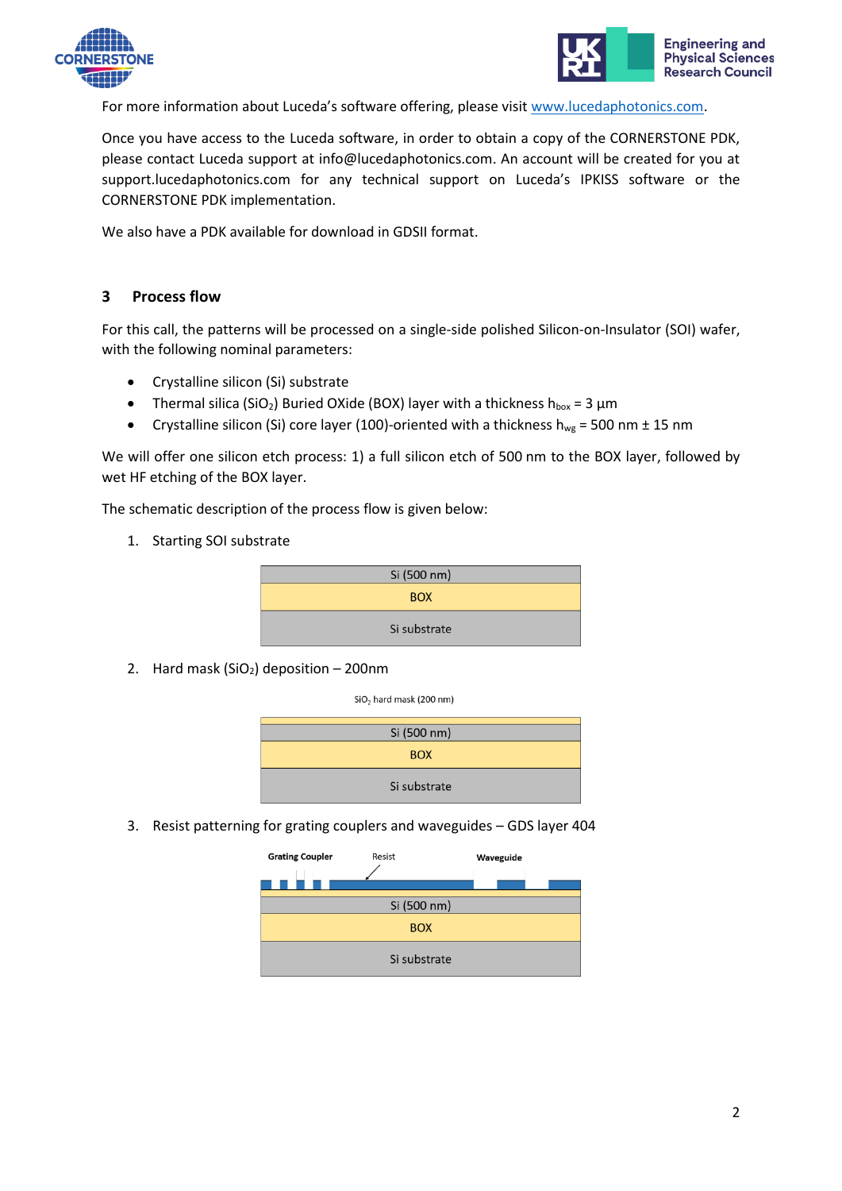For more information about Luceda's software offering, please visit www.lucedaphotonics.com.

Once you have access to the Luceda software, in order to obtain a copy of the CORNERSTONE PDK, please contact Luceda support at info@lucedaphotonics.com. An account will be created for you at support.lucedaphotonics.com for any technical support on Luceda's IPKISS software or the CORNERSTONE PDK implementation.

We also have a PDK available for download in GDSII format.

## 3 Process flow

For this call, the patterns will be processed on a single-side polished Silicon-on-Insulator (SOI) wafer, with the following nominal parameters:

- Crystalline silicon (Si) substrate
- Thermal silica ($SiO_2$) Buried OXide (BOX) layer with a thickness $h_{box}$ = 3 µm
- Crystalline silicon (Si) core layer (100)-oriented with a thickness $h_{wg}$ = 500 nm ± 15 nm

We will offer one silicon etch process: 1) a full silicon etch of 500 nm to the BOX layer, followed by wet HF etching of the BOX layer.

The schematic description of the process flow is given below:

1. Starting SOI substrate

Si (500 nm)
BOX
Si substrate

2. Hard mask ($SiO_2$) deposition – 200nm

$SiO_2$ hard mask (200 nm)
Si (500 nm)
BOX
Si substrate

3. Resist patterning for grating couplers and waveguides – GDS layer 404

Grating Coupler
Resist
Waveguide
Si (500 nm)
BOX
Si substrate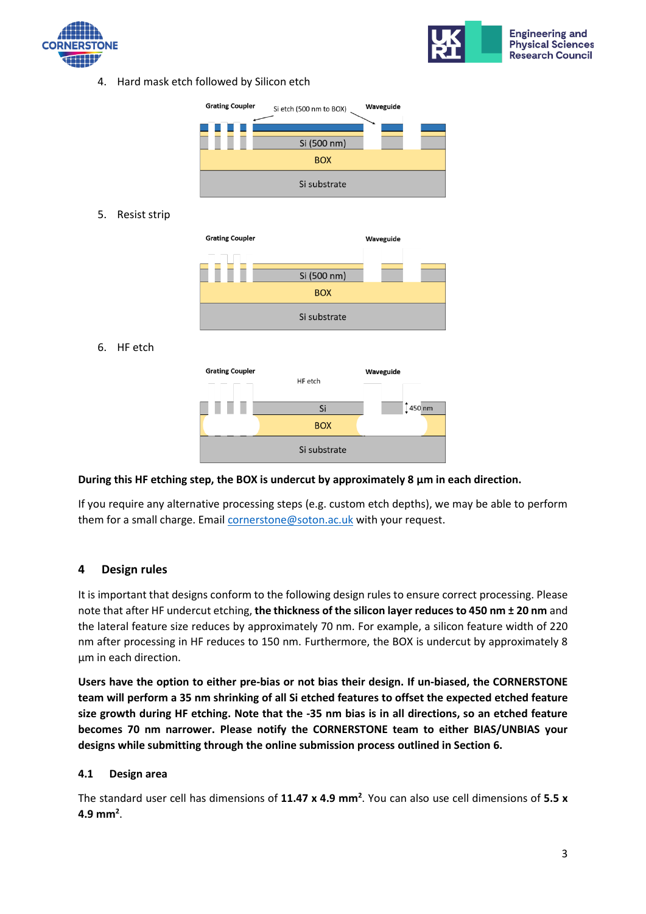4. Hard mask etch followed by Silicon etch

Grating Coupler

Si etch (500 nm to BOX)

Waveguide

Si (500 nm)

BOX

Si substrate

5. Resist strip

Grating Coupler

Waveguide

Si (500 nm)

BOX

Si substrate

6. HF etch

Grating Coupler

HF etch

Waveguide

Si

450 nm

BOX

Si substrate

**During this HF etching step, the BOX is undercut by approximately 8 µm in each direction.**

If you require any alternative processing steps (e.g. custom etch depths), we may be able to perform them for a small charge. Email cornerstone@soton.ac.uk with your request.

## 4 Design rules

It is important that designs conform to the following design rules to ensure correct processing. Please note that after HF undercut etching, **the thickness of the silicon layer reduces to 450 nm ± 20 nm** and the lateral feature size reduces by approximately 70 nm. For example, a silicon feature width of 220 nm after processing in HF reduces to 150 nm. Furthermore, the BOX is undercut by approximately 8 µm in each direction.

**Users have the option to either pre-bias or not bias their design. If un-biased, the CORNERSTONE team will perform a 35 nm shrinking of all Si etched features to offset the expected etched feature size growth during HF etching. Note that the -35 nm bias is in all directions, so an etched feature becomes 70 nm narrower. Please notify the CORNERSTONE team to either BIAS/UNBIAS your designs while submitting through the online submission process outlined in Section 6.**

### 4.1 Design area

The standard user cell has dimensions of **11.47 x 4.9 mm$^2$**. You can also use cell dimensions of **5.5 x 4.9 mm$^2$**.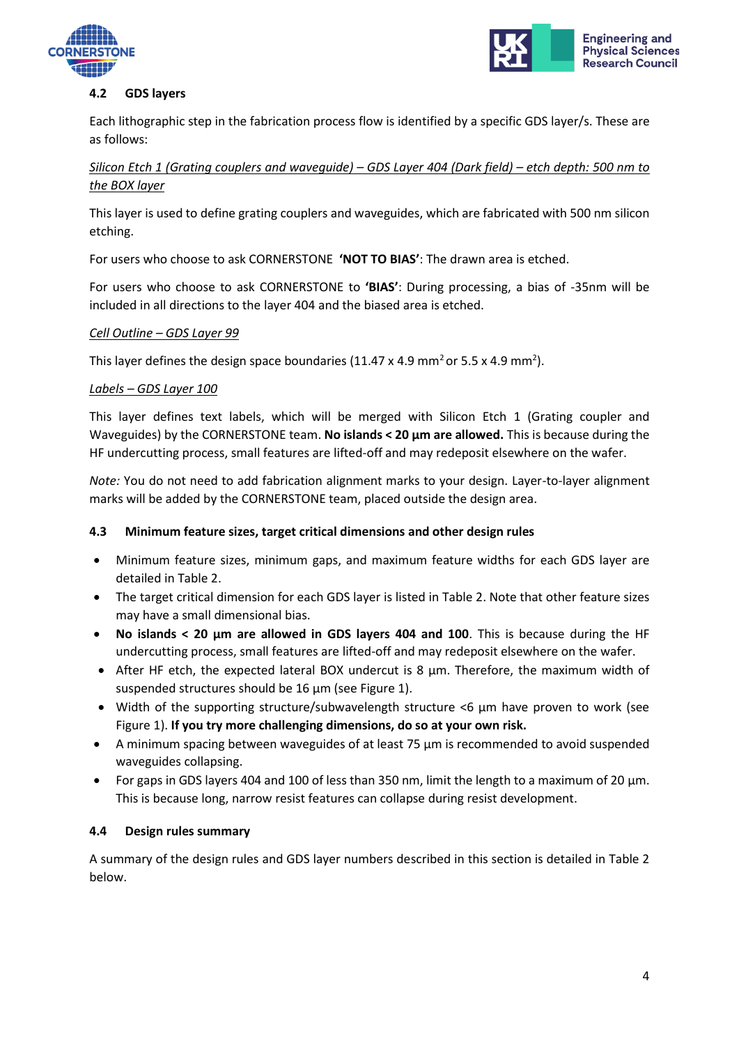### 4.2 GDS layers

Each lithographic step in the fabrication process flow is identified by a specific GDS layer/s. These are as follows:

*Silicon Etch 1 (Grating couplers and waveguide) – GDS Layer 404 (Dark field) – etch depth: 500 nm to the BOX layer*

This layer is used to define grating couplers and waveguides, which are fabricated with 500 nm silicon etching.

For users who choose to ask CORNERSTONE **'NOT TO BIAS'**: The drawn area is etched.

For users who choose to ask CORNERSTONE to **'BIAS'**: During processing, a bias of -35nm will be included in all directions to the layer 404 and the biased area is etched.

*Cell Outline – GDS Layer 99*

This layer defines the design space boundaries (11.47 x 4.9 $mm^2$ or 5.5 x 4.9 $mm^2$).

*Labels – GDS Layer 100*

This layer defines text labels, which will be merged with Silicon Etch 1 (Grating coupler and Waveguides) by the CORNERSTONE team. **No islands < 20 µm are allowed.** This is because during the HF undercutting process, small features are lifted-off and may redeposit elsewhere on the wafer.

*Note:* You do not need to add fabrication alignment marks to your design. Layer-to-layer alignment marks will be added by the CORNERSTONE team, placed outside the design area.

### 4.3 Minimum feature sizes, target critical dimensions and other design rules

- Minimum feature sizes, minimum gaps, and maximum feature widths for each GDS layer are detailed in Table 2.
- The target critical dimension for each GDS layer is listed in Table 2. Note that other feature sizes may have a small dimensional bias.
- **No islands < 20 µm are allowed in GDS layers 404 and 100**. This is because during the HF undercutting process, small features are lifted-off and may redeposit elsewhere on the wafer.
- After HF etch, the expected lateral BOX undercut is 8 µm. Therefore, the maximum width of suspended structures should be 16 µm (see Figure 1).
- Width of the supporting structure/subwavelength structure <6 µm have proven to work (see Figure 1). **If you try more challenging dimensions, do so at your own risk.**
- A minimum spacing between waveguides of at least 75 µm is recommended to avoid suspended waveguides collapsing.
- For gaps in GDS layers 404 and 100 of less than 350 nm, limit the length to a maximum of 20 µm. This is because long, narrow resist features can collapse during resist development.

### 4.4 Design rules summary

A summary of the design rules and GDS layer numbers described in this section is detailed in Table 2 below.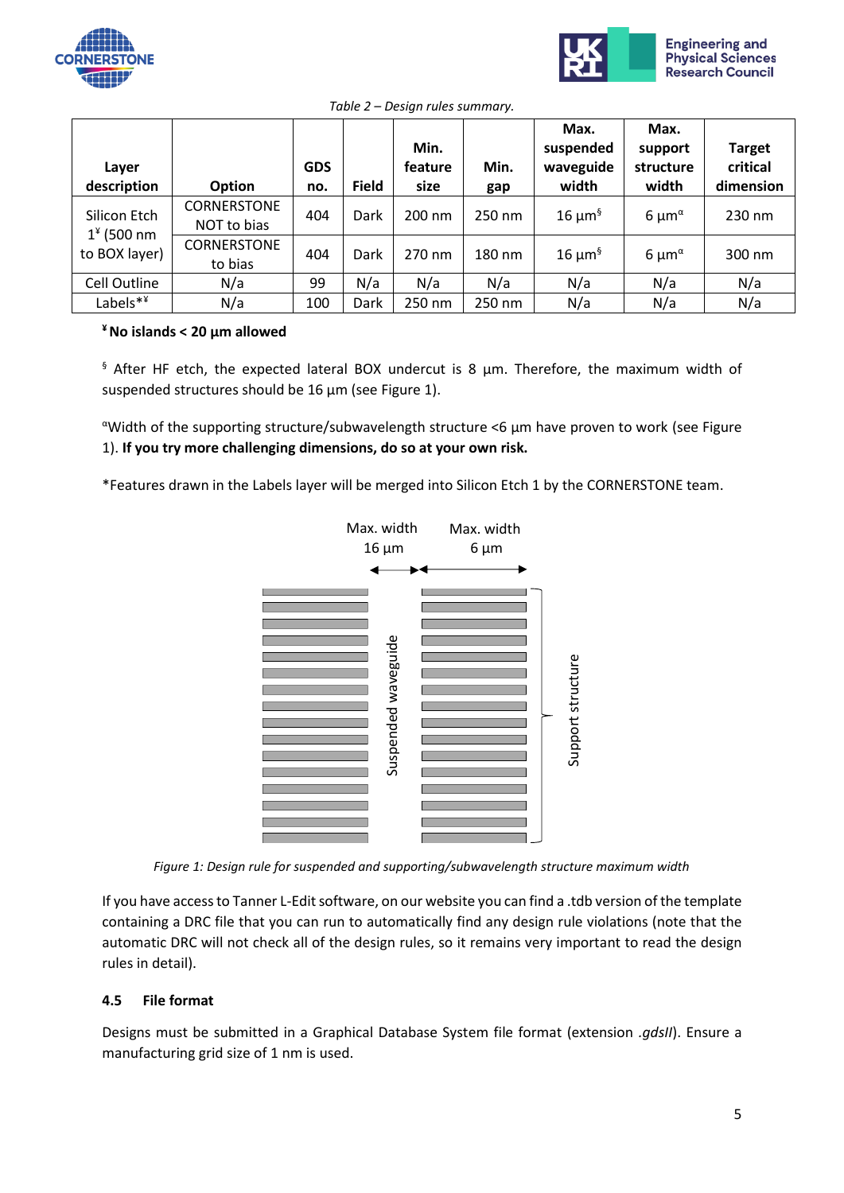*Table 2 – Design rules summary.*

| Layer description | Option | GDS no. | Field | Min. feature size | Min. gap | Max. suspended waveguide width | Max. support structure width | Target critical dimension |
|---|---|---|---|---|---|---|---|---|
| Silicon Etch 1[¥] (500 nm to BOX layer) | CORNERSTONE NOT to bias | 404 | Dark | 200 nm | 250 nm | 16 µm[§] | 6 µm[α] | 230 nm |
| | CORNERSTONE to bias | 404 | Dark | 270 nm | 180 nm | 16 µm[§] | 6 µm[α] | 300 nm |
| Cell Outline | N/a | 99 | N/a | N/a | N/a | N/a | N/a | N/a |
| Labels*[¥] | N/a | 100 | Dark | 250 nm | 250 nm | N/a | N/a | N/a |

[¥] **No islands < 20 µm allowed**

[§] After HF etch, the expected lateral BOX undercut is 8 µm. Therefore, the maximum width of suspended structures should be 16 µm (see Figure 1).

[α]Width of the supporting structure/subwavelength structure <6 µm have proven to work (see Figure 1). **If you try more challenging dimensions, do so at your own risk.**

*Features drawn in the Labels layer will be merged into Silicon Etch 1 by the CORNERSTONE team.

Max. width 16 µm

Max. width 6 µm

Suspended waveguide

Support structure

*Figure 1: Design rule for suspended and supporting/subwavelength structure maximum width*

If you have access to Tanner L-Edit software, on our website you can find a .tdb version of the template containing a DRC file that you can run to automatically find any design rule violations (note that the automatic DRC will not check all of the design rules, so it remains very important to read the design rules in detail).

### 4.5 File format

Designs must be submitted in a Graphical Database System file format (extension *.gdsII*). Ensure a manufacturing grid size of 1 nm is used.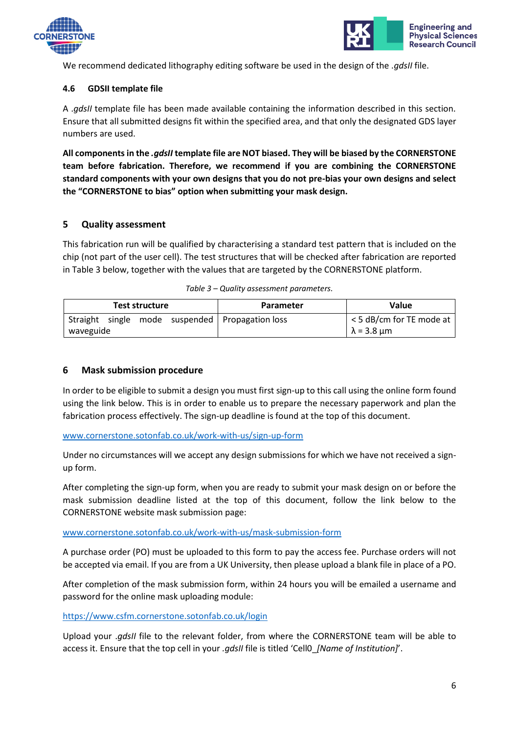We recommend dedicated lithography editing software be used in the design of the *.gdsII* file.

### 4.6 GDSII template file

A *.gdsII* template file has been made available containing the information described in this section. Ensure that all submitted designs fit within the specified area, and that only the designated GDS layer numbers are used.

**All components in the *.gdsII* template file are NOT biased. They will be biased by the CORNERSTONE team before fabrication. Therefore, we recommend if you are combining the CORNERSTONE standard components with your own designs that you do not pre-bias your own designs and select the "CORNERSTONE to bias" option when submitting your mask design.**

## 5 Quality assessment

This fabrication run will be qualified by characterising a standard test pattern that is included on the chip (not part of the user cell). The test structures that will be checked after fabrication are reported in Table 3 below, together with the values that are targeted by the CORNERSTONE platform.

*Table 3 – Quality assessment parameters.*

| Test structure | Parameter | Value |
|---|---|---|
| Straight single mode suspended waveguide | Propagation loss | < 5 dB/cm for TE mode at $\lambda$ = 3.8 μm |

## 6 Mask submission procedure

In order to be eligible to submit a design you must first sign-up to this call using the online form found using the link below. This is in order to enable us to prepare the necessary paperwork and plan the fabrication process effectively. The sign-up deadline is found at the top of this document.

www.cornerstone.sotonfab.co.uk/work-with-us/sign-up-form

Under no circumstances will we accept any design submissions for which we have not received a sign-up form.

After completing the sign-up form, when you are ready to submit your mask design on or before the mask submission deadline listed at the top of this document, follow the link below to the CORNERSTONE website mask submission page:

www.cornerstone.sotonfab.co.uk/work-with-us/mask-submission-form

A purchase order (PO) must be uploaded to this form to pay the access fee. Purchase orders will not be accepted via email. If you are from a UK University, then please upload a blank file in place of a PO.

After completion of the mask submission form, within 24 hours you will be emailed a username and password for the online mask uploading module:

https://www.csfm.cornerstone.sotonfab.co.uk/login

Upload your *.gdsII* file to the relevant folder, from where the CORNERSTONE team will be able to access it. Ensure that the top cell in your *.gdsII* file is titled 'Cell0_*[Name of Institution]*'.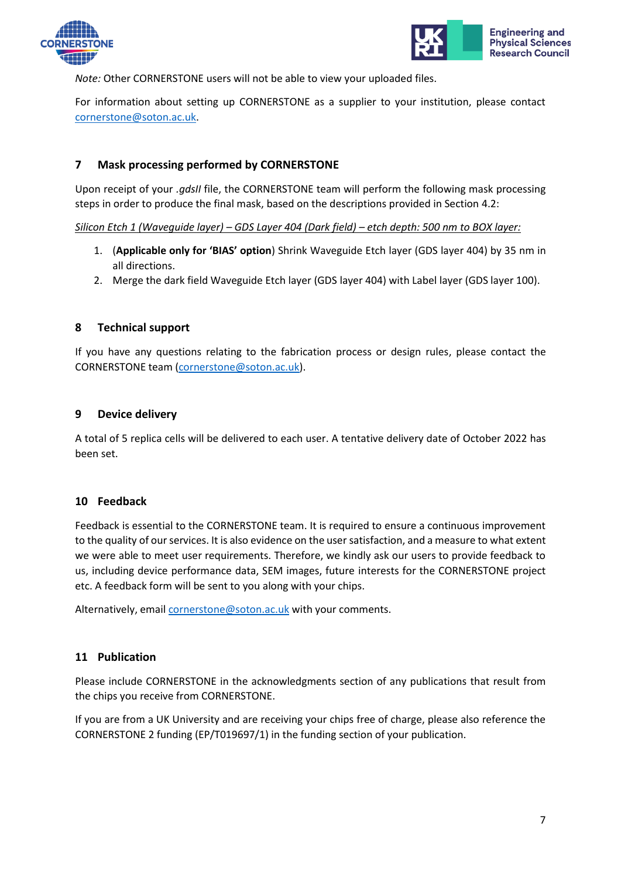*Note:* Other CORNERSTONE users will not be able to view your uploaded files.

For information about setting up CORNERSTONE as a supplier to your institution, please contact cornerstone@soton.ac.uk.

## 7 Mask processing performed by CORNERSTONE

Upon receipt of your *.gdsII* file, the CORNERSTONE team will perform the following mask processing steps in order to produce the final mask, based on the descriptions provided in Section 4.2:

*Silicon Etch 1 (Waveguide layer) – GDS Layer 404 (Dark field) – etch depth: 500 nm to BOX layer:*

1. (**Applicable only for 'BIAS' option**) Shrink Waveguide Etch layer (GDS layer 404) by 35 nm in all directions.
2. Merge the dark field Waveguide Etch layer (GDS layer 404) with Label layer (GDS layer 100).

## 8 Technical support

If you have any questions relating to the fabrication process or design rules, please contact the CORNERSTONE team (cornerstone@soton.ac.uk).

## 9 Device delivery

A total of 5 replica cells will be delivered to each user. A tentative delivery date of October 2022 has been set.

## 10 Feedback

Feedback is essential to the CORNERSTONE team. It is required to ensure a continuous improvement to the quality of our services. It is also evidence on the user satisfaction, and a measure to what extent we were able to meet user requirements. Therefore, we kindly ask our users to provide feedback to us, including device performance data, SEM images, future interests for the CORNERSTONE project etc. A feedback form will be sent to you along with your chips.

Alternatively, email cornerstone@soton.ac.uk with your comments.

## 11 Publication

Please include CORNERSTONE in the acknowledgments section of any publications that result from the chips you receive from CORNERSTONE.

If you are from a UK University and are receiving your chips free of charge, please also reference the CORNERSTONE 2 funding (EP/T019697/1) in the funding section of your publication.